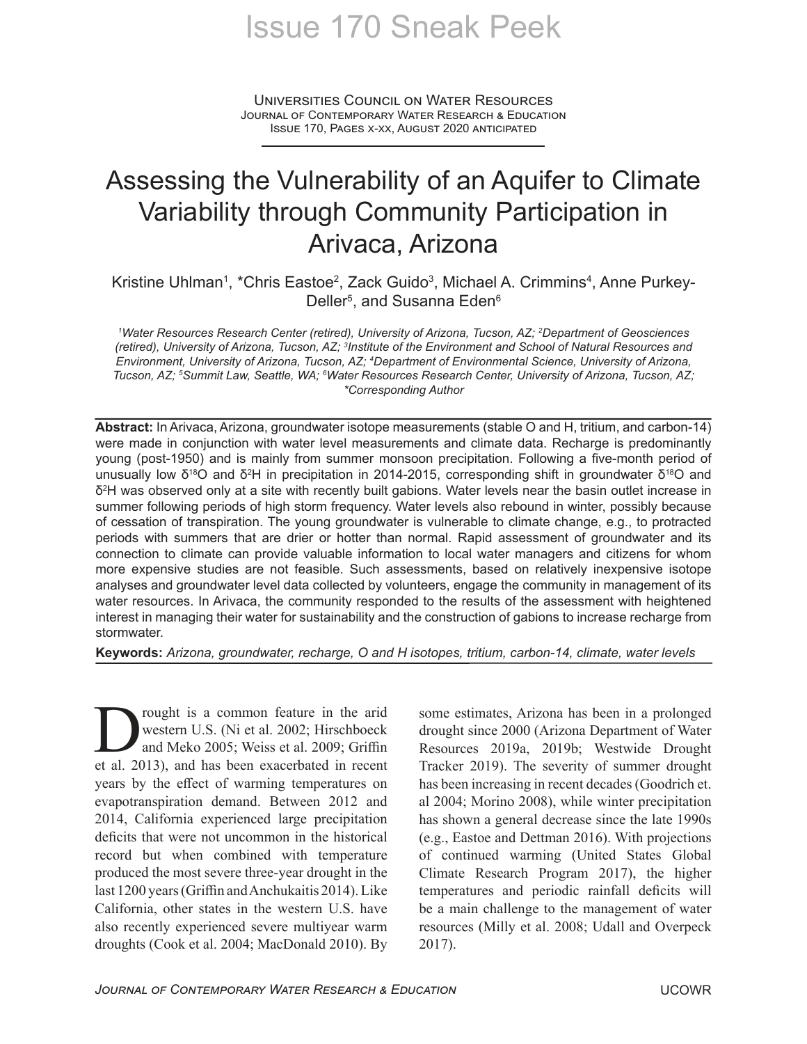Issue 170 Sneak Peek

Universities Council on Water Resources
Journal of Contemporary Water Research & Education
Issue 170, Pages x-xx, August 2020 anticipated

# Assessing the Vulnerability of an Aquifer to Climate Variability through Community Participation in Arivaca, Arizona

Kristine Uhlman[1], *Chris Eastoe[2], Zack Guido[3], Michael A. Crimmins[4], Anne Purkey-Deller[5], and Susanna Eden[6]

*[1]Water Resources Research Center (retired), University of Arizona, Tucson, AZ; [2]Department of Geosciences (retired), University of Arizona, Tucson, AZ; [3]Institute of the Environment and School of Natural Resources and Environment, University of Arizona, Tucson, AZ; [4]Department of Environmental Science, University of Arizona, Tucson, AZ; [5]Summit Law, Seattle, WA; [6]Water Resources Research Center, University of Arizona, Tucson, AZ; *Corresponding Author*

**Abstract:** In Arivaca, Arizona, groundwater isotope measurements (stable O and H, tritium, and carbon-14) were made in conjunction with water level measurements and climate data. Recharge is predominantly young (post-1950) and is mainly from summer monsoon precipitation. Following a five-month period of unusually low $\delta^{18}O$ and $\delta^{2}H$ in precipitation in 2014-2015, corresponding shift in groundwater $\delta^{18}O$ and $\delta^{2}H$ was observed only at a site with recently built gabions. Water levels near the basin outlet increase in summer following periods of high storm frequency. Water levels also rebound in winter, possibly because of cessation of transpiration. The young groundwater is vulnerable to climate change, e.g., to protracted periods with summers that are drier or hotter than normal. Rapid assessment of groundwater and its connection to climate can provide valuable information to local water managers and citizens for whom more expensive studies are not feasible. Such assessments, based on relatively inexpensive isotope analyses and groundwater level data collected by volunteers, engage the community in management of its water resources. In Arivaca, the community responded to the results of the assessment with heightened interest in managing their water for sustainability and the construction of gabions to increase recharge from stormwater.

**Keywords:** *Arizona, groundwater, recharge, O and H isotopes, tritium, carbon-14, climate, water levels*

Drought is a common feature in the arid western U.S. (Ni et al. 2002; Hirschboeck and Meko 2005; Weiss et al. 2009; Griffin et al. 2013), and has been exacerbated in recent years by the effect of warming temperatures on evapotranspiration demand. Between 2012 and 2014, California experienced large precipitation deficits that were not uncommon in the historical record but when combined with temperature produced the most severe three-year drought in the last 1200 years (Griffin and Anchukaitis 2014). Like California, other states in the western U.S. have also recently experienced severe multiyear warm droughts (Cook et al. 2004; MacDonald 2010). By some estimates, Arizona has been in a prolonged drought since 2000 (Arizona Department of Water Resources 2019a, 2019b; Westwide Drought Tracker 2019). The severity of summer drought has been increasing in recent decades (Goodrich et. al 2004; Morino 2008), while winter precipitation has shown a general decrease since the late 1990s (e.g., Eastoe and Dettman 2016). With projections of continued warming (United States Global Climate Research Program 2017), the higher temperatures and periodic rainfall deficits will be a main challenge to the management of water resources (Milly et al. 2008; Udall and Overpeck 2017).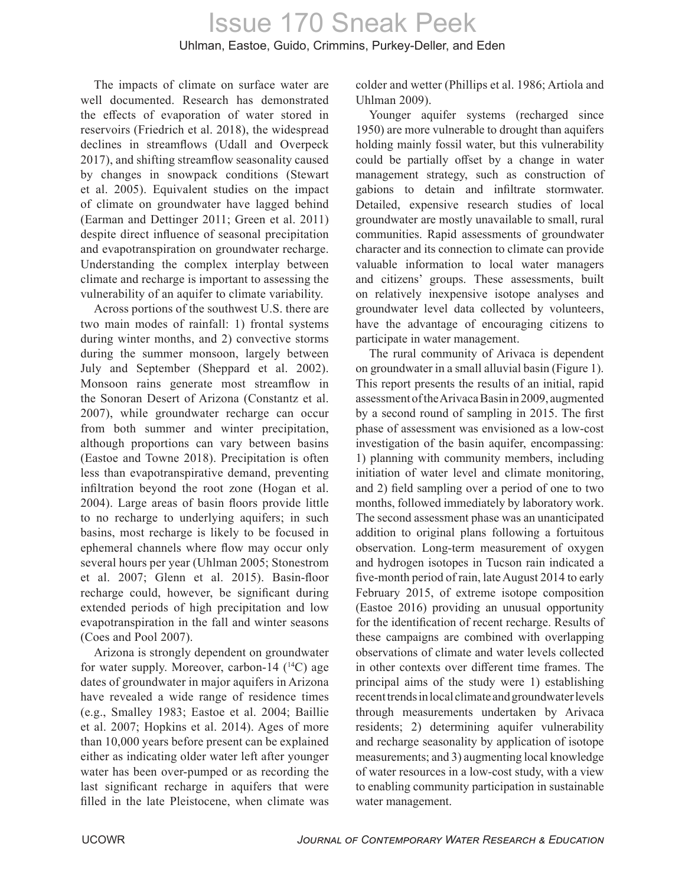The impacts of climate on surface water are well documented. Research has demonstrated the effects of evaporation of water stored in reservoirs (Friedrich et al. 2018), the widespread declines in streamflows (Udall and Overpeck 2017), and shifting streamflow seasonality caused by changes in snowpack conditions (Stewart et al. 2005). Equivalent studies on the impact of climate on groundwater have lagged behind (Earman and Dettinger 2011; Green et al. 2011) despite direct influence of seasonal precipitation and evapotranspiration on groundwater recharge. Understanding the complex interplay between climate and recharge is important to assessing the vulnerability of an aquifer to climate variability.

Across portions of the southwest U.S. there are two main modes of rainfall: 1) frontal systems during winter months, and 2) convective storms during the summer monsoon, largely between July and September (Sheppard et al. 2002). Monsoon rains generate most streamflow in the Sonoran Desert of Arizona (Constantz et al. 2007), while groundwater recharge can occur from both summer and winter precipitation, although proportions can vary between basins (Eastoe and Towne 2018). Precipitation is often less than evapotranspirative demand, preventing infiltration beyond the root zone (Hogan et al. 2004). Large areas of basin floors provide little to no recharge to underlying aquifers; in such basins, most recharge is likely to be focused in ephemeral channels where flow may occur only several hours per year (Uhlman 2005; Stonestrom et al. 2007; Glenn et al. 2015). Basin-floor recharge could, however, be significant during extended periods of high precipitation and low evapotranspiration in the fall and winter seasons (Coes and Pool 2007).

Arizona is strongly dependent on groundwater for water supply. Moreover, carbon-14 ($^{14}C$) age dates of groundwater in major aquifers in Arizona have revealed a wide range of residence times (e.g., Smalley 1983; Eastoe et al. 2004; Baillie et al. 2007; Hopkins et al. 2014). Ages of more than 10,000 years before present can be explained either as indicating older water left after younger water has been over-pumped or as recording the last significant recharge in aquifers that were filled in the late Pleistocene, when climate was colder and wetter (Phillips et al. 1986; Artiola and Uhlman 2009).

Younger aquifer systems (recharged since 1950) are more vulnerable to drought than aquifers holding mainly fossil water, but this vulnerability could be partially offset by a change in water management strategy, such as construction of gabions to detain and infiltrate stormwater. Detailed, expensive research studies of local groundwater are mostly unavailable to small, rural communities. Rapid assessments of groundwater character and its connection to climate can provide valuable information to local water managers and citizens' groups. These assessments, built on relatively inexpensive isotope analyses and groundwater level data collected by volunteers, have the advantage of encouraging citizens to participate in water management.

The rural community of Arivaca is dependent on groundwater in a small alluvial basin (Figure 1). This report presents the results of an initial, rapid assessment of the Arivaca Basin in 2009, augmented by a second round of sampling in 2015. The first phase of assessment was envisioned as a low-cost investigation of the basin aquifer, encompassing: 1) planning with community members, including initiation of water level and climate monitoring, and 2) field sampling over a period of one to two months, followed immediately by laboratory work. The second assessment phase was an unanticipated addition to original plans following a fortuitous observation. Long-term measurement of oxygen and hydrogen isotopes in Tucson rain indicated a five-month period of rain, late August 2014 to early February 2015, of extreme isotope composition (Eastoe 2016) providing an unusual opportunity for the identification of recent recharge. Results of these campaigns are combined with overlapping observations of climate and water levels collected in other contexts over different time frames. The principal aims of the study were 1) establishing recent trends in local climate and groundwater levels through measurements undertaken by Arivaca residents; 2) determining aquifer vulnerability and recharge seasonality by application of isotope measurements; and 3) augmenting local knowledge of water resources in a low-cost study, with a view to enabling community participation in sustainable water management.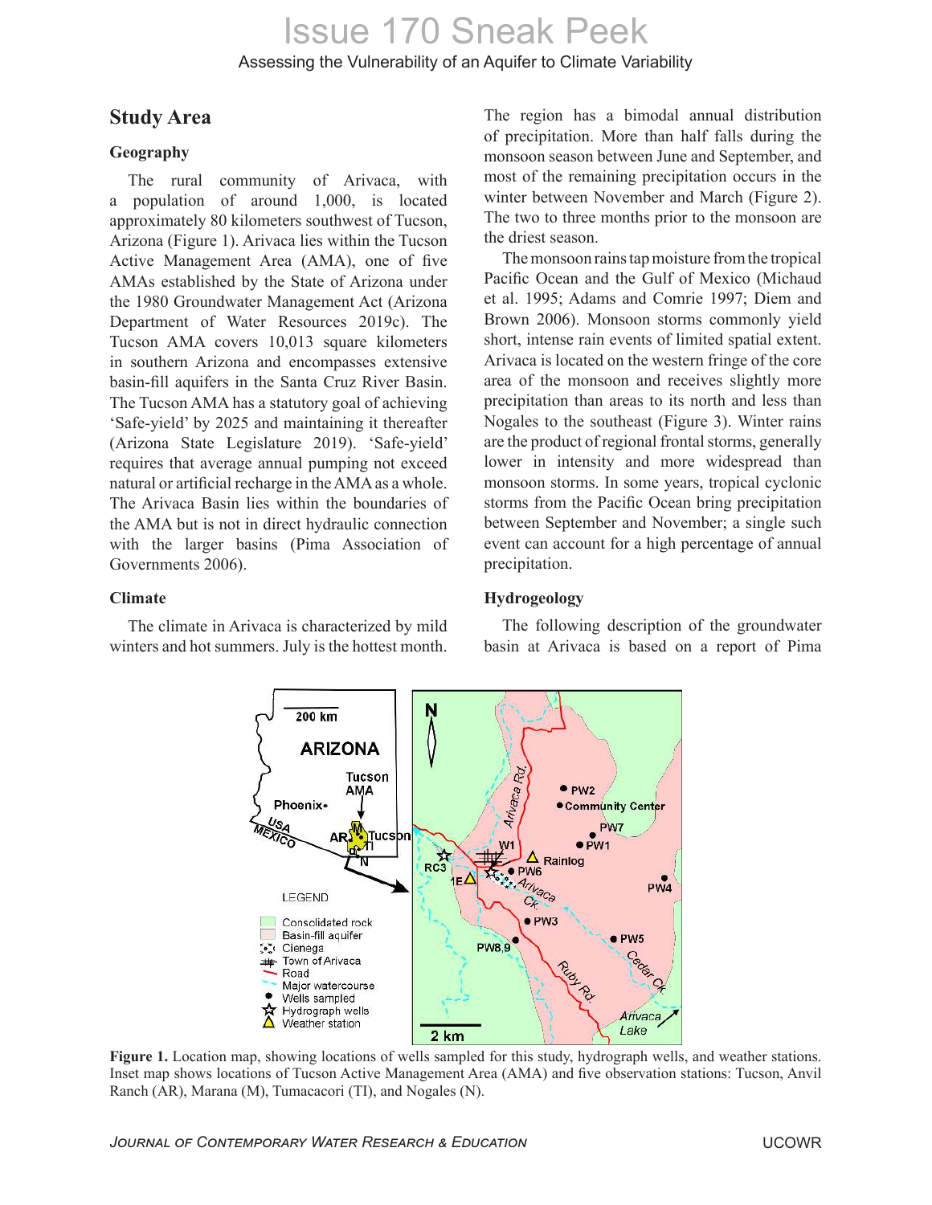## Study Area

### Geography

The rural community of Arivaca, with a population of around 1,000, is located approximately 80 kilometers southwest of Tucson, Arizona (Figure 1). Arivaca lies within the Tucson Active Management Area (AMA), one of five AMAs established by the State of Arizona under the 1980 Groundwater Management Act (Arizona Department of Water Resources 2019c). The Tucson AMA covers 10,013 square kilometers in southern Arizona and encompasses extensive basin-fill aquifers in the Santa Cruz River Basin. The Tucson AMA has a statutory goal of achieving 'Safe-yield' by 2025 and maintaining it thereafter (Arizona State Legislature 2019). 'Safe-yield' requires that average annual pumping not exceed natural or artificial recharge in the AMA as a whole. The Arivaca Basin lies within the boundaries of the AMA but is not in direct hydraulic connection with the larger basins (Pima Association of Governments 2006).

### Climate

The climate in Arivaca is characterized by mild winters and hot summers. July is the hottest month. The region has a bimodal annual distribution of precipitation. More than half falls during the monsoon season between June and September, and most of the remaining precipitation occurs in the winter between November and March (Figure 2). The two to three months prior to the monsoon are the driest season.

The monsoon rains tap moisture from the tropical Pacific Ocean and the Gulf of Mexico (Michaud et al. 1995; Adams and Comrie 1997; Diem and Brown 2006). Monsoon storms commonly yield short, intense rain events of limited spatial extent. Arivaca is located on the western fringe of the core area of the monsoon and receives slightly more precipitation than areas to its north and less than Nogales to the southeast (Figure 3). Winter rains are the product of regional frontal storms, generally lower in intensity and more widespread than monsoon storms. In some years, tropical cyclonic storms from the Pacific Ocean bring precipitation between September and November; a single such event can account for a high percentage of annual precipitation.

### Hydrogeology

The following description of the groundwater basin at Arivaca is based on a report of Pima

200 km
ARIZONA
Tucson AMA
Phoenix
USA
MEXICO
AR
M
Tucson
TI
N
LEGEND
Consolidated rock
Basin-fill aquifer
Cienega
Town of Arivaca
Road
Major watercourse
Wells sampled
Hydrograph wells
Weather station
N
Arivaca Rd.
PW2
Community Center
PW7
PW1
W1
Rainlog
RC3
1E
PW6
Arivaca Ck
PW4
PW3
PW5
PW8,9
Ruby Rd.
Cedar Ck
Arivaca Lake
2 km

**Figure 1.** Location map, showing locations of wells sampled for this study, hydrograph wells, and weather stations. Inset map shows locations of Tucson Active Management Area (AMA) and five observation stations: Tucson, Anvil Ranch (AR), Marana (M), Tumacacori (TI), and Nogales (N).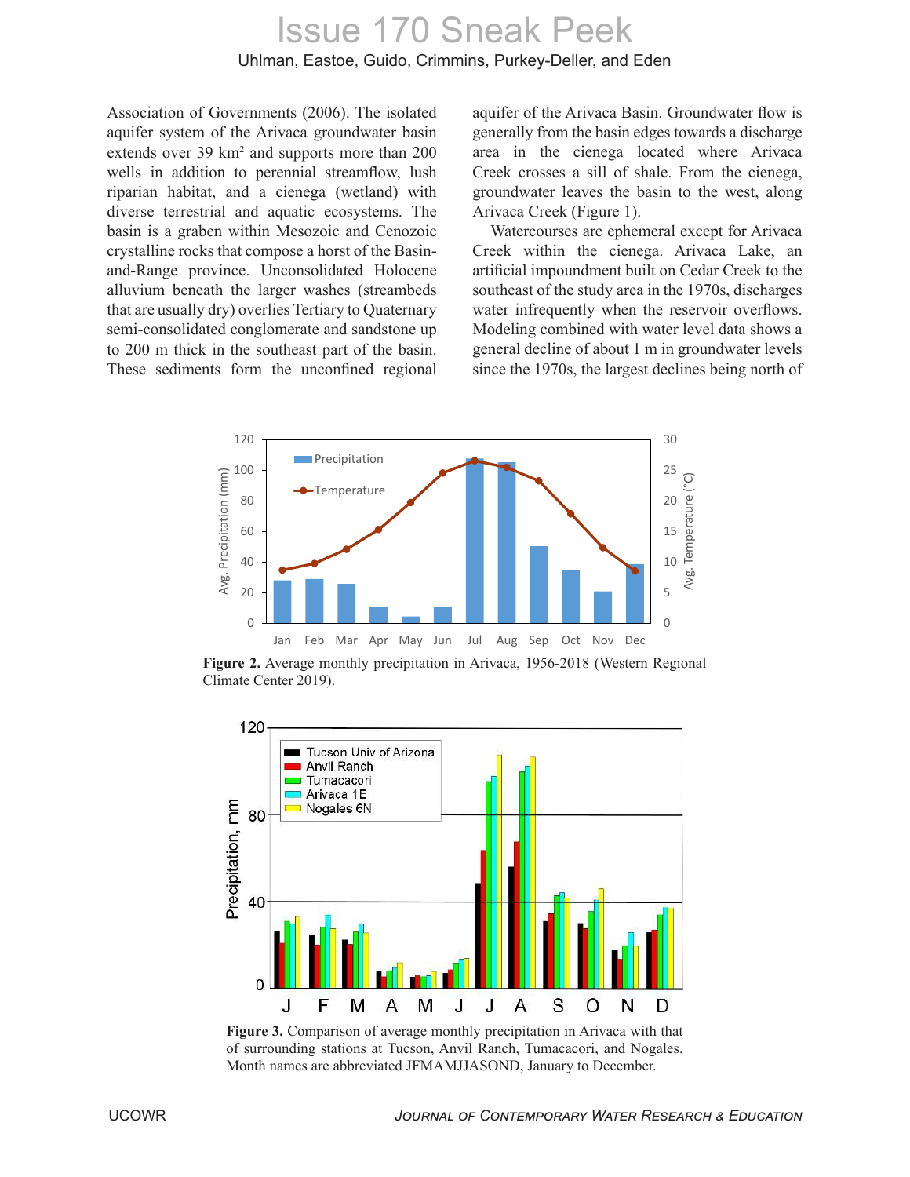Association of Governments (2006). The isolated aquifer system of the Arivaca groundwater basin extends over 39 km$^2$ and supports more than 200 wells in addition to perennial streamflow, lush riparian habitat, and a cienega (wetland) with diverse terrestrial and aquatic ecosystems. The basin is a graben within Mesozoic and Cenozoic crystalline rocks that compose a horst of the Basin-and-Range province. Unconsolidated Holocene alluvium beneath the larger washes (streambeds that are usually dry) overlies Tertiary to Quaternary semi-consolidated conglomerate and sandstone up to 200 m thick in the southeast part of the basin. These sediments form the unconfined regional aquifer of the Arivaca Basin. Groundwater flow is generally from the basin edges towards a discharge area in the cienega located where Arivaca Creek crosses a sill of shale. From the cienega, groundwater leaves the basin to the west, along Arivaca Creek (Figure 1).

Watercourses are ephemeral except for Arivaca Creek within the cienega. Arivaca Lake, an artificial impoundment built on Cedar Creek to the southeast of the study area in the 1970s, discharges water infrequently when the reservoir overflows. Modeling combined with water level data shows a general decline of about 1 m in groundwater levels since the 1970s, the largest declines being north of

Precipitation
Temperature
Avg. Precipitation (mm)
Avg. Temperature (°C)
0 20 40 60 80 100 120
0 5 10 15 20 25 30
Jan Feb Mar Apr May Jun Jul Aug Sep Oct Nov Dec

**Figure 2.** Average monthly precipitation in Arivaca, 1956-2018 (Western Regional Climate Center 2019).

Tucson Univ of Arizona
Anvil Ranch
Tumacacori
Arivaca 1E
Nogales 6N
Precipitation, mm
0 40 80 120
J F M A M J J A S O N D

**Figure 3.** Comparison of average monthly precipitation in Arivaca with that of surrounding stations at Tucson, Anvil Ranch, Tumacacori, and Nogales. Month names are abbreviated JFMAMJJASOND, January to December.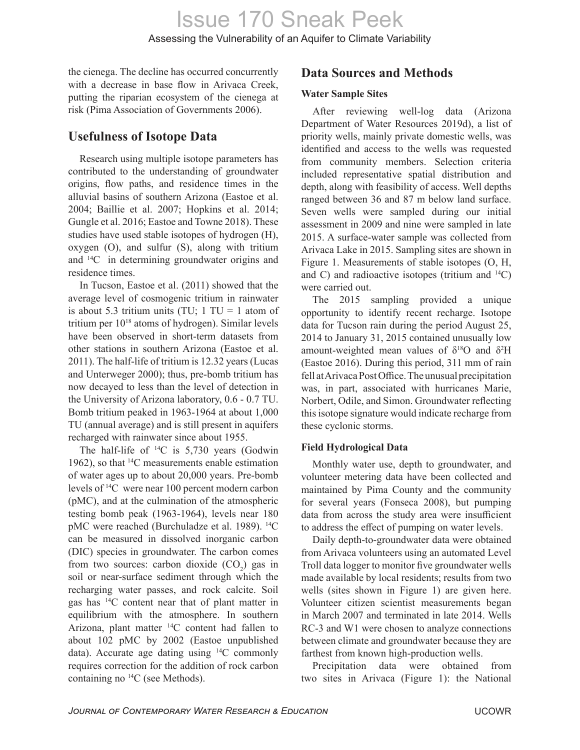the cienega. The decline has occurred concurrently with a decrease in base flow in Arivaca Creek, putting the riparian ecosystem of the cienega at risk (Pima Association of Governments 2006).

## Usefulness of Isotope Data

Research using multiple isotope parameters has contributed to the understanding of groundwater origins, flow paths, and residence times in the alluvial basins of southern Arizona (Eastoe et al. 2004; Baillie et al. 2007; Hopkins et al. 2014; Gungle et al. 2016; Eastoe and Towne 2018). These studies have used stable isotopes of hydrogen (H), oxygen (O), and sulfur (S), along with tritium and $^{14}C$ in determining groundwater origins and residence times.

In Tucson, Eastoe et al. (2011) showed that the average level of cosmogenic tritium in rainwater is about 5.3 tritium units (TU; 1 TU = 1 atom of tritium per $10^{18}$ atoms of hydrogen). Similar levels have been observed in short-term datasets from other stations in southern Arizona (Eastoe et al. 2011). The half-life of tritium is 12.32 years (Lucas and Unterweger 2000); thus, pre-bomb tritium has now decayed to less than the level of detection in the University of Arizona laboratory, 0.6 - 0.7 TU. Bomb tritium peaked in 1963-1964 at about 1,000 TU (annual average) and is still present in aquifers recharged with rainwater since about 1955.

The half-life of $^{14}C$ is 5,730 years (Godwin 1962), so that $^{14}C$ measurements enable estimation of water ages up to about 20,000 years. Pre-bomb levels of $^{14}C$ were near 100 percent modern carbon (pMC), and at the culmination of the atmospheric testing bomb peak (1963-1964), levels near 180 pMC were reached (Burchuladze et al. 1989). $^{14}C$ can be measured in dissolved inorganic carbon (DIC) species in groundwater. The carbon comes from two sources: carbon dioxide ($CO_2$) gas in soil or near-surface sediment through which the recharging water passes, and rock calcite. Soil gas has $^{14}C$ content near that of plant matter in equilibrium with the atmosphere. In southern Arizona, plant matter $^{14}C$ content had fallen to about 102 pMC by 2002 (Eastoe unpublished data). Accurate age dating using $^{14}C$ commonly requires correction for the addition of rock carbon containing no $^{14}C$ (see Methods).

## Data Sources and Methods

### Water Sample Sites

After reviewing well-log data (Arizona Department of Water Resources 2019d), a list of priority wells, mainly private domestic wells, was identified and access to the wells was requested from community members. Selection criteria included representative spatial distribution and depth, along with feasibility of access. Well depths ranged between 36 and 87 m below land surface. Seven wells were sampled during our initial assessment in 2009 and nine were sampled in late 2015. A surface-water sample was collected from Arivaca Lake in 2015. Sampling sites are shown in Figure 1. Measurements of stable isotopes (O, H, and C) and radioactive isotopes (tritium and $^{14}C$) were carried out.

The 2015 sampling provided a unique opportunity to identify recent recharge. Isotope data for Tucson rain during the period August 25, 2014 to January 31, 2015 contained unusually low amount-weighted mean values of $\delta^{18}O$ and $\delta^{2}H$ (Eastoe 2016). During this period, 311 mm of rain fell at Arivaca Post Office. The unusual precipitation was, in part, associated with hurricanes Marie, Norbert, Odile, and Simon. Groundwater reflecting this isotope signature would indicate recharge from these cyclonic storms.

### Field Hydrological Data

Monthly water use, depth to groundwater, and volunteer metering data have been collected and maintained by Pima County and the community for several years (Fonseca 2008), but pumping data from across the study area were insufficient to address the effect of pumping on water levels.

Daily depth-to-groundwater data were obtained from Arivaca volunteers using an automated Level Troll data logger to monitor five groundwater wells made available by local residents; results from two wells (sites shown in Figure 1) are given here. Volunteer citizen scientist measurements began in March 2007 and terminated in late 2014. Wells RC-3 and W1 were chosen to analyze connections between climate and groundwater because they are farthest from known high-production wells.

Precipitation data were obtained from two sites in Arivaca (Figure 1): the National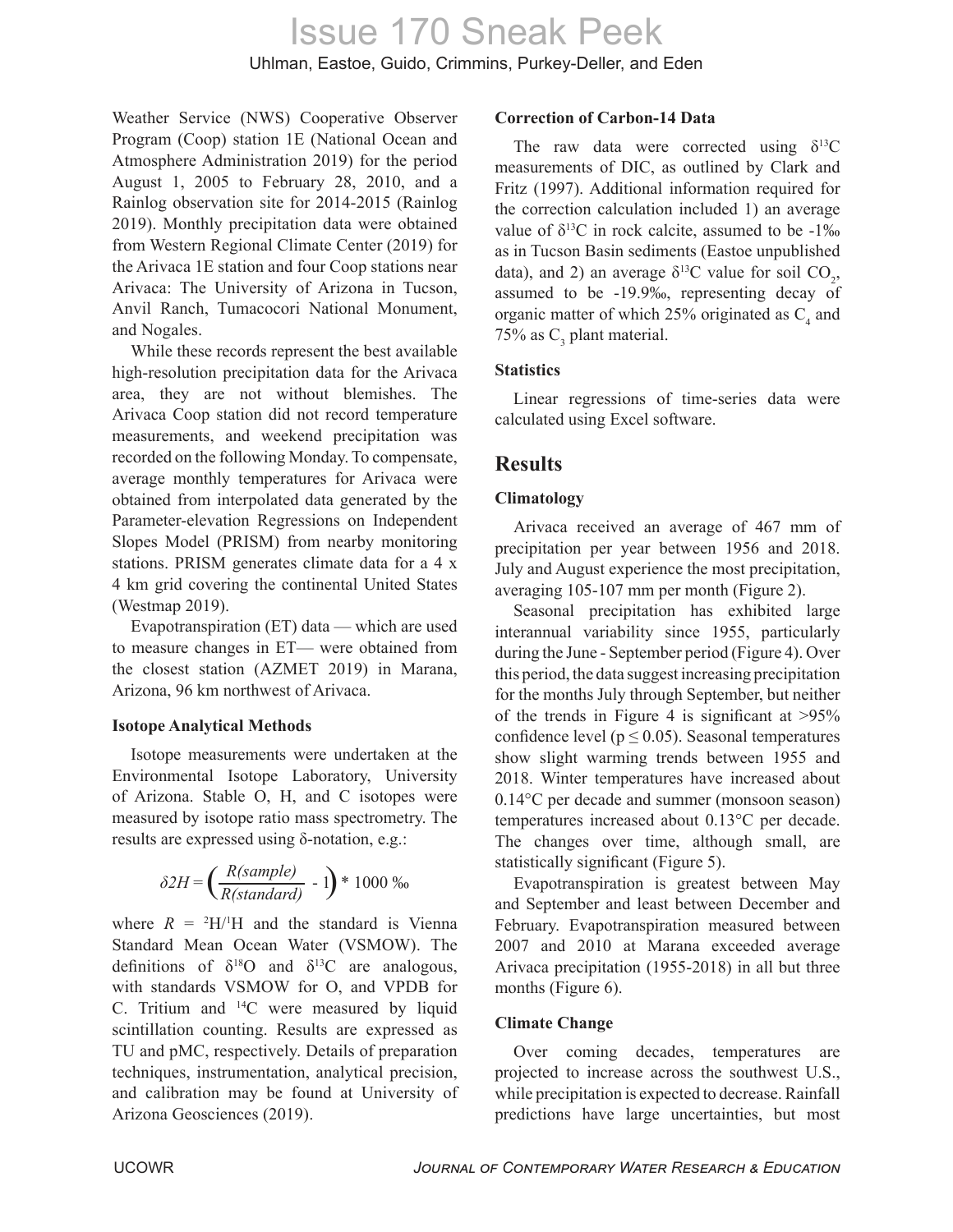Weather Service (NWS) Cooperative Observer Program (Coop) station 1E (National Ocean and Atmosphere Administration 2019) for the period August 1, 2005 to February 28, 2010, and a Rainlog observation site for 2014-2015 (Rainlog 2019). Monthly precipitation data were obtained from Western Regional Climate Center (2019) for the Arivaca 1E station and four Coop stations near Arivaca: The University of Arizona in Tucson, Anvil Ranch, Tumacocori National Monument, and Nogales.

While these records represent the best available high-resolution precipitation data for the Arivaca area, they are not without blemishes. The Arivaca Coop station did not record temperature measurements, and weekend precipitation was recorded on the following Monday. To compensate, average monthly temperatures for Arivaca were obtained from interpolated data generated by the Parameter-elevation Regressions on Independent Slopes Model (PRISM) from nearby monitoring stations. PRISM generates climate data for a 4 x 4 km grid covering the continental United States (Westmap 2019).

Evapotranspiration (ET) data — which are used to measure changes in ET— were obtained from the closest station (AZMET 2019) in Marana, Arizona, 96 km northwest of Arivaca.

### Isotope Analytical Methods

Isotope measurements were undertaken at the Environmental Isotope Laboratory, University of Arizona. Stable O, H, and C isotopes were measured by isotope ratio mass spectrometry. The results are expressed using δ-notation, e.g.:

$$\delta 2H = \left(\frac{R(sample)}{R(standard)} - 1\right) * 1000 ‰$$

where $R = {}^{2}H/{}^{1}H$ and the standard is Vienna Standard Mean Ocean Water (VSMOW). The definitions of $\delta^{18}O$ and $\delta^{13}C$ are analogous, with standards VSMOW for O, and VPDB for C. Tritium and $^{14}C$ were measured by liquid scintillation counting. Results are expressed as TU and pMC, respectively. Details of preparation techniques, instrumentation, analytical precision, and calibration may be found at University of Arizona Geosciences (2019).

### Correction of Carbon-14 Data

The raw data were corrected using $\delta^{13}C$ measurements of DIC, as outlined by Clark and Fritz (1997). Additional information required for the correction calculation included 1) an average value of $\delta^{13}C$ in rock calcite, assumed to be -1‰ as in Tucson Basin sediments (Eastoe unpublished data), and 2) an average $\delta^{13}C$ value for soil $CO_2$, assumed to be -19.9‰, representing decay of organic matter of which 25% originated as $C_4$ and 75% as $C_3$ plant material.

### Statistics

Linear regressions of time-series data were calculated using Excel software.

## Results

### Climatology

Arivaca received an average of 467 mm of precipitation per year between 1956 and 2018. July and August experience the most precipitation, averaging 105-107 mm per month (Figure 2).

Seasonal precipitation has exhibited large interannual variability since 1955, particularly during the June - September period (Figure 4). Over this period, the data suggest increasing precipitation for the months July through September, but neither of the trends in Figure 4 is significant at >95% confidence level ($p \leq 0.05$). Seasonal temperatures show slight warming trends between 1955 and 2018. Winter temperatures have increased about 0.14°C per decade and summer (monsoon season) temperatures increased about 0.13°C per decade. The changes over time, although small, are statistically significant (Figure 5).

Evapotranspiration is greatest between May and September and least between December and February. Evapotranspiration measured between 2007 and 2010 at Marana exceeded average Arivaca precipitation (1955-2018) in all but three months (Figure 6).

### Climate Change

Over coming decades, temperatures are projected to increase across the southwest U.S., while precipitation is expected to decrease. Rainfall predictions have large uncertainties, but most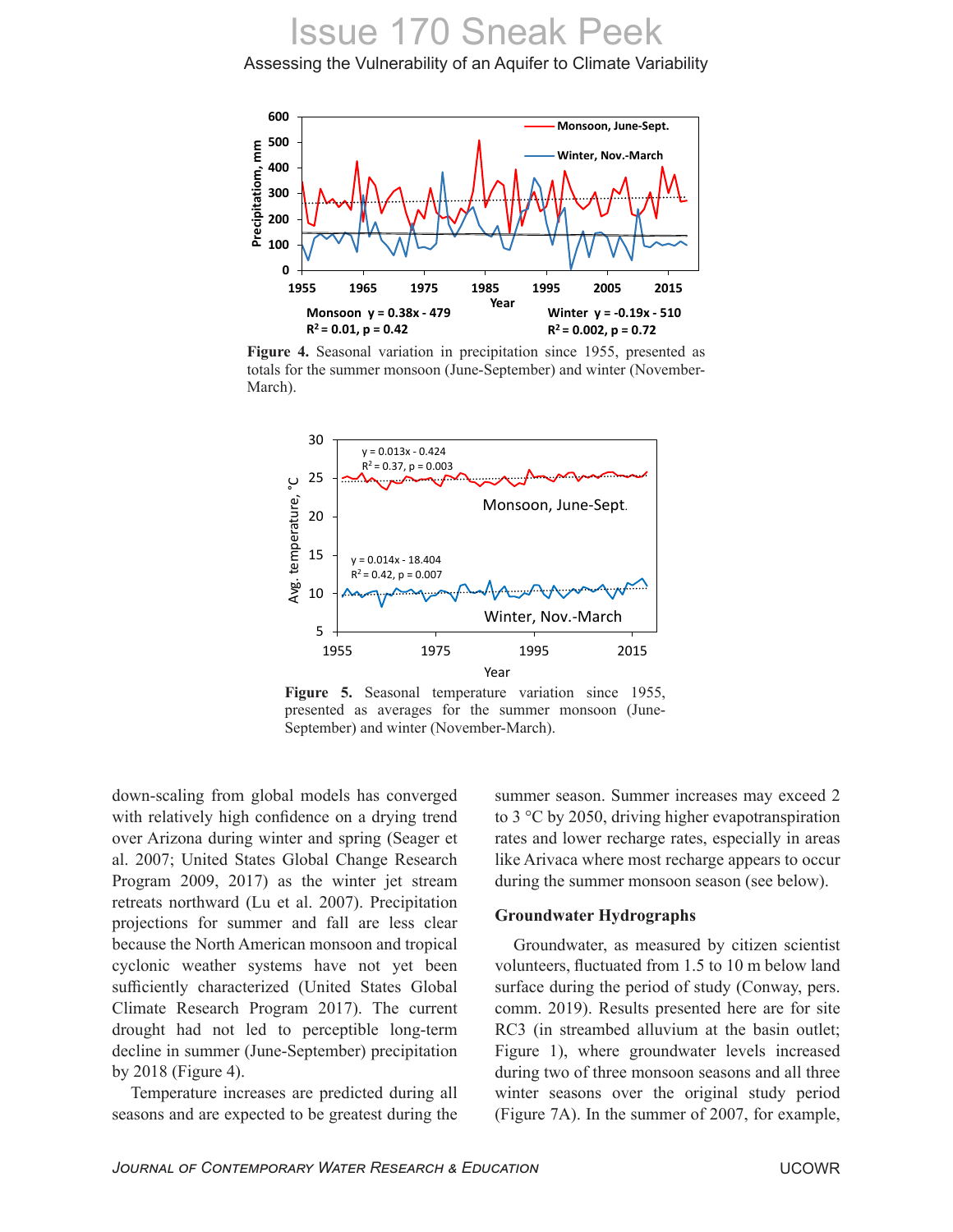600
500
400
300
200
100
0

Precipitatiom, mm

Monsoon, June-Sept.

Winter, Nov.-March

1955 1965 1975 1985 1995 2005 2015

Year

Monsoon $y = 0.38x - 479$
$R^2 = 0.01$, $p = 0.42$

Winter $y = -0.19x - 510$
$R^2 = 0.002$, $p = 0.72$

**Figure 4.** Seasonal variation in precipitation since 1955, presented as totals for the summer monsoon (June-September) and winter (November-March).

30
25
20
15
10
5

Avg. temperature, °C

$y = 0.013x - 0.424$
$R^2 = 0.37$, $p = 0.003$

Monsoon, June-Sept.

$y = 0.014x - 18.404$
$R^2 = 0.42$, $p = 0.007$

Winter, Nov.-March

1955 1975 1995 2015

Year

**Figure 5.** Seasonal temperature variation since 1955, presented as averages for the summer monsoon (June-September) and winter (November-March).

down-scaling from global models has converged with relatively high confidence on a drying trend over Arizona during winter and spring (Seager et al. 2007; United States Global Change Research Program 2009, 2017) as the winter jet stream retreats northward (Lu et al. 2007). Precipitation projections for summer and fall are less clear because the North American monsoon and tropical cyclonic weather systems have not yet been sufficiently characterized (United States Global Climate Research Program 2017). The current drought had not led to perceptible long-term decline in summer (June-September) precipitation by 2018 (Figure 4).

Temperature increases are predicted during all seasons and are expected to be greatest during the summer season. Summer increases may exceed 2 to 3 °C by 2050, driving higher evapotranspiration rates and lower recharge rates, especially in areas like Arivaca where most recharge appears to occur during the summer monsoon season (see below).

### Groundwater Hydrographs

Groundwater, as measured by citizen scientist volunteers, fluctuated from 1.5 to 10 m below land surface during the period of study (Conway, pers. comm. 2019). Results presented here are for site RC3 (in streambed alluvium at the basin outlet; Figure 1), where groundwater levels increased during two of three monsoon seasons and all three winter seasons over the original study period (Figure 7A). In the summer of 2007, for example,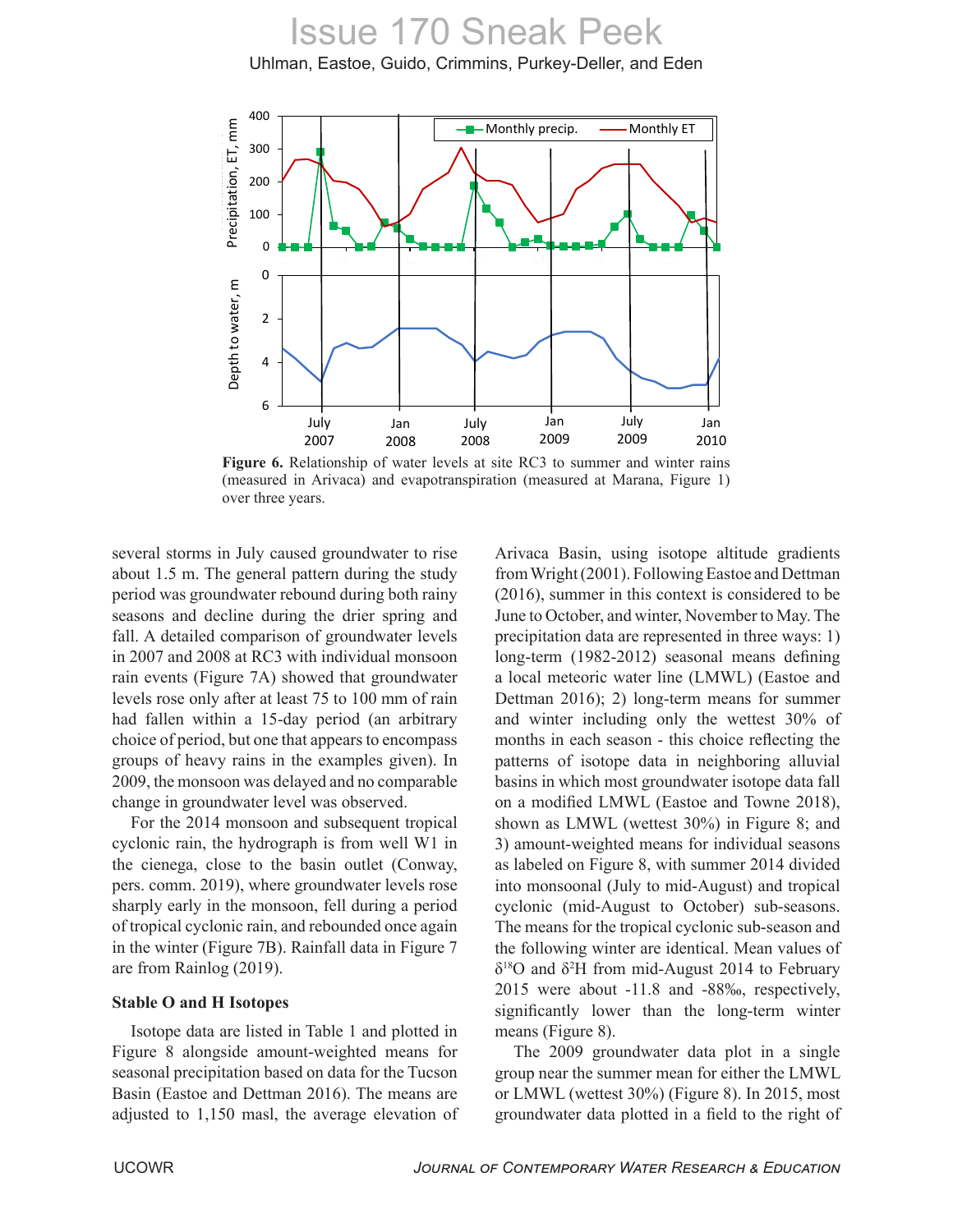Monthly precip.
Monthly ET

Precipitation, ET, mm

400
300
200
100
0

Depth to water, m

0
2
4
6

July 2007
Jan 2008
July 2008
Jan 2009
July 2009
Jan 2010

**Figure 6.** Relationship of water levels at site RC3 to summer and winter rains (measured in Arivaca) and evapotranspiration (measured at Marana, Figure 1) over three years.

several storms in July caused groundwater to rise about 1.5 m. The general pattern during the study period was groundwater rebound during both rainy seasons and decline during the drier spring and fall. A detailed comparison of groundwater levels in 2007 and 2008 at RC3 with individual monsoon rain events (Figure 7A) showed that groundwater levels rose only after at least 75 to 100 mm of rain had fallen within a 15-day period (an arbitrary choice of period, but one that appears to encompass groups of heavy rains in the examples given). In 2009, the monsoon was delayed and no comparable change in groundwater level was observed.

For the 2014 monsoon and subsequent tropical cyclonic rain, the hydrograph is from well W1 in the cienega, close to the basin outlet (Conway, pers. comm. 2019), where groundwater levels rose sharply early in the monsoon, fell during a period of tropical cyclonic rain, and rebounded once again in the winter (Figure 7B). Rainfall data in Figure 7 are from Rainlog (2019).

### Stable O and H Isotopes

Isotope data are listed in Table 1 and plotted in Figure 8 alongside amount-weighted means for seasonal precipitation based on data for the Tucson Basin (Eastoe and Dettman 2016). The means are adjusted to 1,150 masl, the average elevation of Arivaca Basin, using isotope altitude gradients from Wright (2001). Following Eastoe and Dettman (2016), summer in this context is considered to be June to October, and winter, November to May. The precipitation data are represented in three ways: 1) long-term (1982-2012) seasonal means defining a local meteoric water line (LMWL) (Eastoe and Dettman 2016); 2) long-term means for summer and winter including only the wettest 30% of months in each season - this choice reflecting the patterns of isotope data in neighboring alluvial basins in which most groundwater isotope data fall on a modified LMWL (Eastoe and Towne 2018), shown as LMWL (wettest 30%) in Figure 8; and 3) amount-weighted means for individual seasons as labeled on Figure 8, with summer 2014 divided into monsoonal (July to mid-August) and tropical cyclonic (mid-August to October) sub-seasons. The means for the tropical cyclonic sub-season and the following winter are identical. Mean values of $\delta^{18}O$ and $\delta^{2}H$ from mid-August 2014 to February 2015 were about -11.8 and -88‰, respectively, significantly lower than the long-term winter means (Figure 8).

The 2009 groundwater data plot in a single group near the summer mean for either the LMWL or LMWL (wettest 30%) (Figure 8). In 2015, most groundwater data plotted in a field to the right of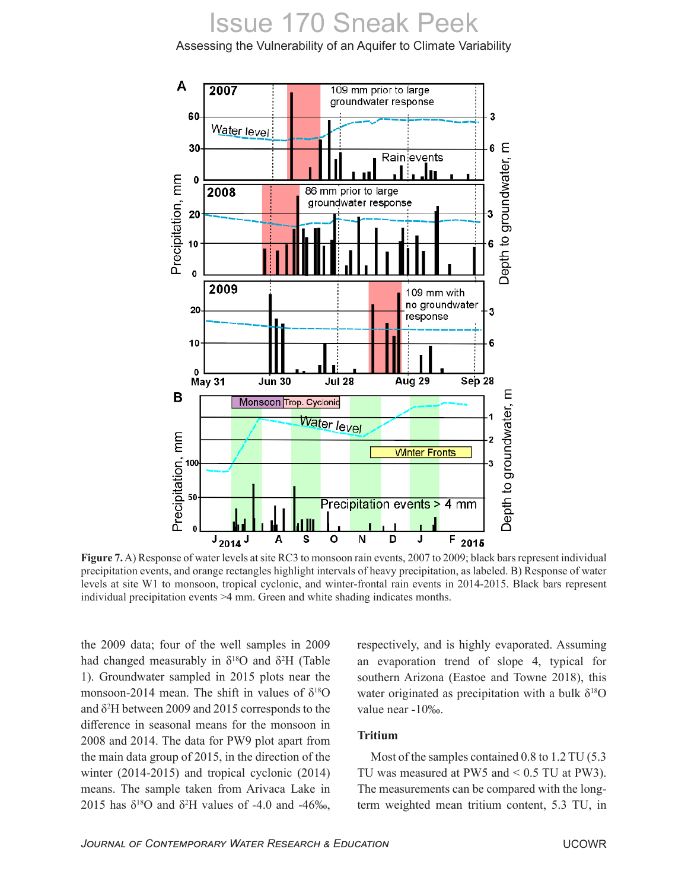A

2007

109 mm prior to large groundwater response

Water level

Rain events

60

30

0

3

6

2008

86 mm prior to large groundwater response

20

10

0

3

6

2009

109 mm with no groundwater response

20

10

0

3

6

May 31

Jun 30

Jul 28

Aug 29

Sep 28

Precipitation, mm

Depth to groundwater, m

B

Monsoon

Trop. Cyclonic

Water level

Winter Fronts

Precipitation events > 4 mm

100

50

0

1

2

3

J 2014 J A S O N D J F 2015

Precipitation, mm

Depth to groundwater, m

**Figure 7.** A) Response of water levels at site RC3 to monsoon rain events, 2007 to 2009; black bars represent individual precipitation events, and orange rectangles highlight intervals of heavy precipitation, as labeled. B) Response of water levels at site W1 to monsoon, tropical cyclonic, and winter-frontal rain events in 2014-2015. Black bars represent individual precipitation events >4 mm. Green and white shading indicates months.

the 2009 data; four of the well samples in 2009 had changed measurably in $\delta^{18}$O and $\delta^{2}$H (Table 1). Groundwater sampled in 2015 plots near the monsoon-2014 mean. The shift in values of $\delta^{18}$O and $\delta^{2}$H between 2009 and 2015 corresponds to the difference in seasonal means for the monsoon in 2008 and 2014. The data for PW9 plot apart from the main data group of 2015, in the direction of the winter (2014-2015) and tropical cyclonic (2014) means. The sample taken from Arivaca Lake in 2015 has $\delta^{18}$O and $\delta^{2}$H values of -4.0 and -46‰, respectively, and is highly evaporated. Assuming an evaporation trend of slope 4, typical for southern Arizona (Eastoe and Towne 2018), this water originated as precipitation with a bulk $\delta^{18}$O value near -10‰.

### Tritium

Most of the samples contained 0.8 to 1.2 TU (5.3 TU was measured at PW5 and < 0.5 TU at PW3). The measurements can be compared with the long-term weighted mean tritium content, 5.3 TU, in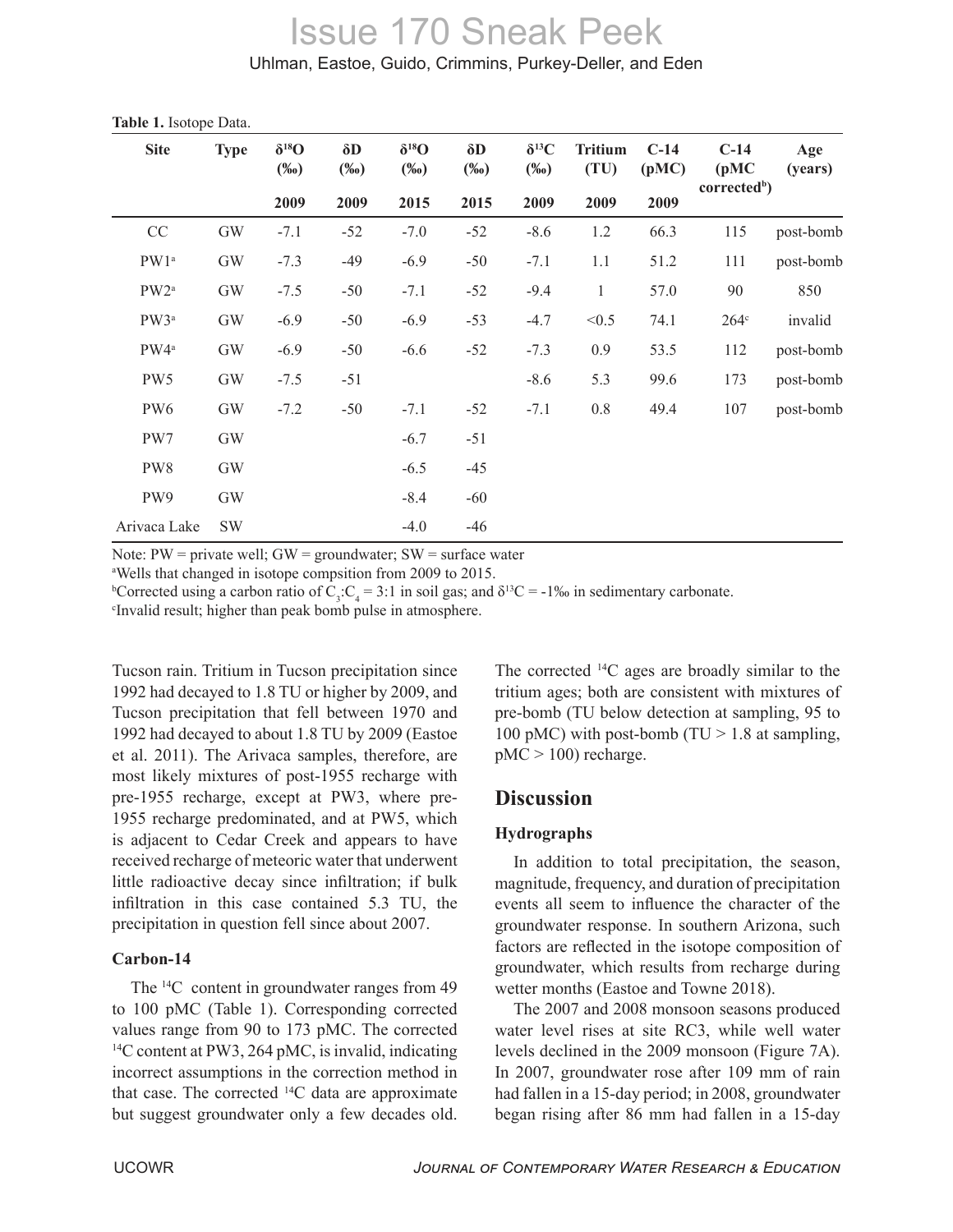**Table 1.** Isotope Data.

| Site | Type | $\delta^{18}O$ (‰) | $\delta D$ (‰) | $\delta^{18}O$ (‰) | $\delta D$ (‰) | $\delta^{13}C$ (‰) | Tritium (TU) | C-14 (pMC) | C-14 (pMC corrected[b]) | Age (years) |
|---|---|---|---|---|---|---|---|---|---|---|
| | | 2009 | 2009 | 2015 | 2015 | 2009 | 2009 | 2009 | | |
| CC | GW | -7.1 | -52 | -7.0 | -52 | -8.6 | 1.2 | 66.3 | 115 | post-bomb |
| PW1[a] | GW | -7.3 | -49 | -6.9 | -50 | -7.1 | 1.1 | 51.2 | 111 | post-bomb |
| PW2[a] | GW | -7.5 | -50 | -7.1 | -52 | -9.4 | 1 | 57.0 | 90 | 850 |
| PW3[a] | GW | -6.9 | -50 | -6.9 | -53 | -4.7 | <0.5 | 74.1 | 264[c] | invalid |
| PW4[a] | GW | -6.9 | -50 | -6.6 | -52 | -7.3 | 0.9 | 53.5 | 112 | post-bomb |
| PW5 | GW | -7.5 | -51 | | | -8.6 | 5.3 | 99.6 | 173 | post-bomb |
| PW6 | GW | -7.2 | -50 | -7.1 | -52 | -7.1 | 0.8 | 49.4 | 107 | post-bomb |
| PW7 | GW | | | -6.7 | -51 | | | | | |
| PW8 | GW | | | -6.5 | -45 | | | | | |
| PW9 | GW | | | -8.4 | -60 | | | | | |
| Arivaca Lake | SW | | | -4.0 | -46 | | | | | |

Note: PW = private well; GW = groundwater; SW = surface water

[a]Wells that changed in isotope compsition from 2009 to 2015.

[b]Corrected using a carbon ratio of $C_3$:$C_4$ = 3:1 in soil gas; and $\delta^{13}C$ = -1‰ in sedimentary carbonate.

[c]Invalid result; higher than peak bomb pulse in atmosphere.

Tucson rain. Tritium in Tucson precipitation since 1992 had decayed to 1.8 TU or higher by 2009, and Tucson precipitation that fell between 1970 and 1992 had decayed to about 1.8 TU by 2009 (Eastoe et al. 2011). The Arivaca samples, therefore, are most likely mixtures of post-1955 recharge with pre-1955 recharge, except at PW3, where pre-1955 recharge predominated, and at PW5, which is adjacent to Cedar Creek and appears to have received recharge of meteoric water that underwent little radioactive decay since infiltration; if bulk infiltration in this case contained 5.3 TU, the precipitation in question fell since about 2007.

### Carbon-14

The $^{14}C$ content in groundwater ranges from 49 to 100 pMC (Table 1). Corresponding corrected values range from 90 to 173 pMC. The corrected $^{14}C$ content at PW3, 264 pMC, is invalid, indicating incorrect assumptions in the correction method in that case. The corrected $^{14}C$ data are approximate but suggest groundwater only a few decades old. The corrected $^{14}C$ ages are broadly similar to the tritium ages; both are consistent with mixtures of pre-bomb (TU below detection at sampling, 95 to 100 pMC) with post-bomb (TU > 1.8 at sampling, pMC > 100) recharge.

## Discussion

### Hydrographs

In addition to total precipitation, the season, magnitude, frequency, and duration of precipitation events all seem to influence the character of the groundwater response. In southern Arizona, such factors are reflected in the isotope composition of groundwater, which results from recharge during wetter months (Eastoe and Towne 2018).

The 2007 and 2008 monsoon seasons produced water level rises at site RC3, while well water levels declined in the 2009 monsoon (Figure 7A). In 2007, groundwater rose after 109 mm of rain had fallen in a 15-day period; in 2008, groundwater began rising after 86 mm had fallen in a 15-day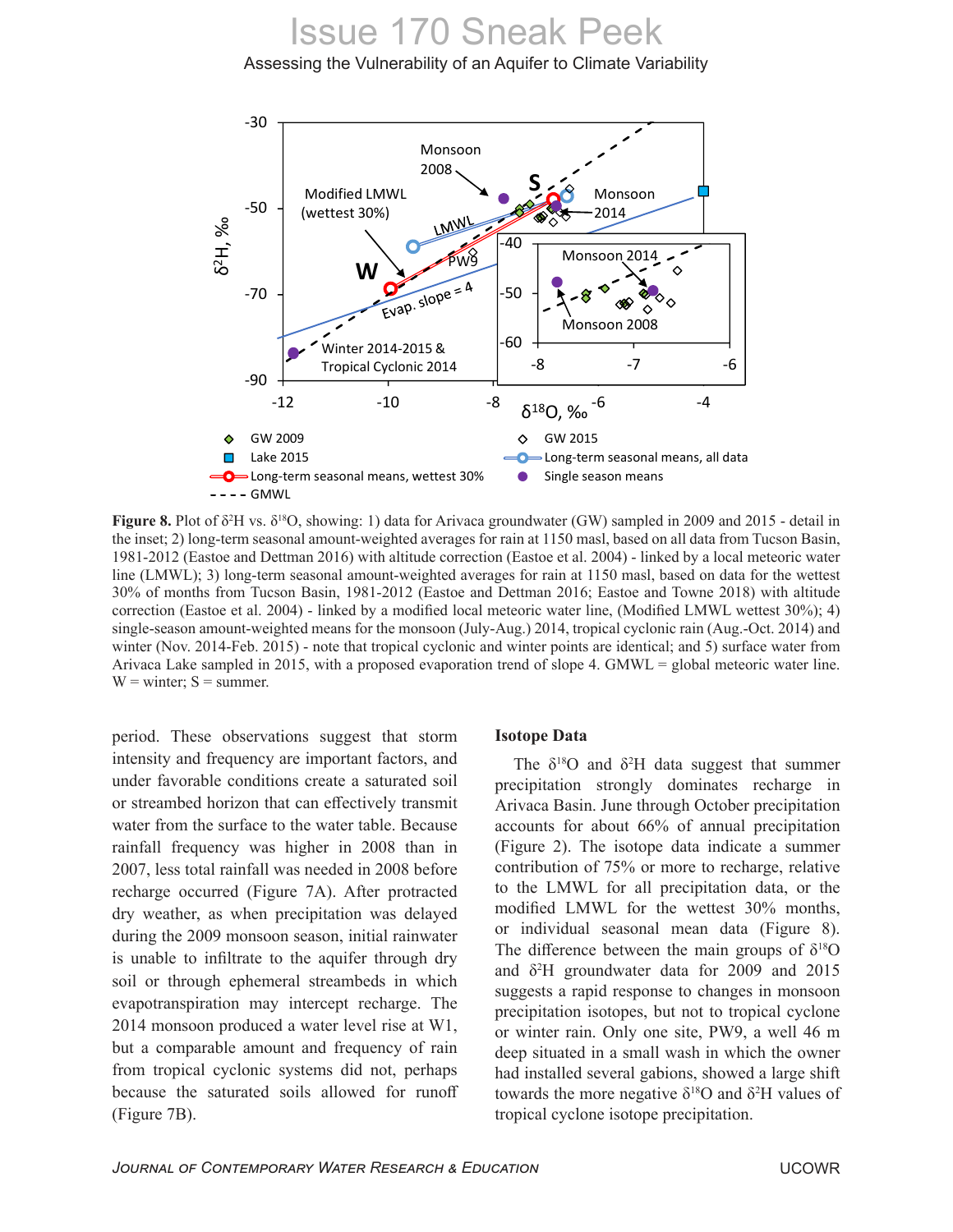Issue 170 Sneak Peek

Assessing the Vulnerability of an Aquifer to Climate Variability

-30

-50

-70

-90

$\delta^2$H, ‰

-12

-10

-8

-6

-4

$\delta^{18}$O, ‰

Monsoon 2008

Modified LMWL (wettest 30%)

S

Monsoon 2014

LMWL

PW9

W

Evap. slope = 4

Winter 2014-2015 & Tropical Cyclonic 2014

-40

-50

-60

-8

-7

-6

Monsoon 2014

Monsoon 2008

GW 2009

GW 2015

Lake 2015

Long-term seasonal means, all data

Long-term seasonal means, wettest 30%

Single season means

GMWL

**Figure 8.** Plot of $\delta^2$H vs. $\delta^{18}$O, showing: 1) data for Arivaca groundwater (GW) sampled in 2009 and 2015 - detail in the inset; 2) long-term seasonal amount-weighted averages for rain at 1150 masl, based on all data from Tucson Basin, 1981-2012 (Eastoe and Dettman 2016) with altitude correction (Eastoe et al. 2004) - linked by a local meteoric water line (LMWL); 3) long-term seasonal amount-weighted averages for rain at 1150 masl, based on data for the wettest 30% of months from Tucson Basin, 1981-2012 (Eastoe and Dettman 2016; Eastoe and Towne 2018) with altitude correction (Eastoe et al. 2004) - linked by a modified local meteoric water line, (Modified LMWL wettest 30%); 4) single-season amount-weighted means for the monsoon (July-Aug.) 2014, tropical cyclonic rain (Aug.-Oct. 2014) and winter (Nov. 2014-Feb. 2015) - note that tropical cyclonic and winter points are identical; and 5) surface water from Arivaca Lake sampled in 2015, with a proposed evaporation trend of slope 4. GMWL = global meteoric water line. W = winter; S = summer.

period. These observations suggest that storm intensity and frequency are important factors, and under favorable conditions create a saturated soil or streambed horizon that can effectively transmit water from the surface to the water table. Because rainfall frequency was higher in 2008 than in 2007, less total rainfall was needed in 2008 before recharge occurred (Figure 7A). After protracted dry weather, as when precipitation was delayed during the 2009 monsoon season, initial rainwater is unable to infiltrate to the aquifer through dry soil or through ephemeral streambeds in which evapotranspiration may intercept recharge. The 2014 monsoon produced a water level rise at W1, but a comparable amount and frequency of rain from tropical cyclonic systems did not, perhaps because the saturated soils allowed for runoff (Figure 7B).

### Isotope Data

The $\delta^{18}$O and $\delta^2$H data suggest that summer precipitation strongly dominates recharge in Arivaca Basin. June through October precipitation accounts for about 66% of annual precipitation (Figure 2). The isotope data indicate a summer contribution of 75% or more to recharge, relative to the LMWL for all precipitation data, or the modified LMWL for the wettest 30% months, or individual seasonal mean data (Figure 8). The difference between the main groups of $\delta^{18}$O and $\delta^2$H groundwater data for 2009 and 2015 suggests a rapid response to changes in monsoon precipitation isotopes, but not to tropical cyclone or winter rain. Only one site, PW9, a well 46 m deep situated in a small wash in which the owner had installed several gabions, showed a large shift towards the more negative $\delta^{18}$O and $\delta^2$H values of tropical cyclone isotope precipitation.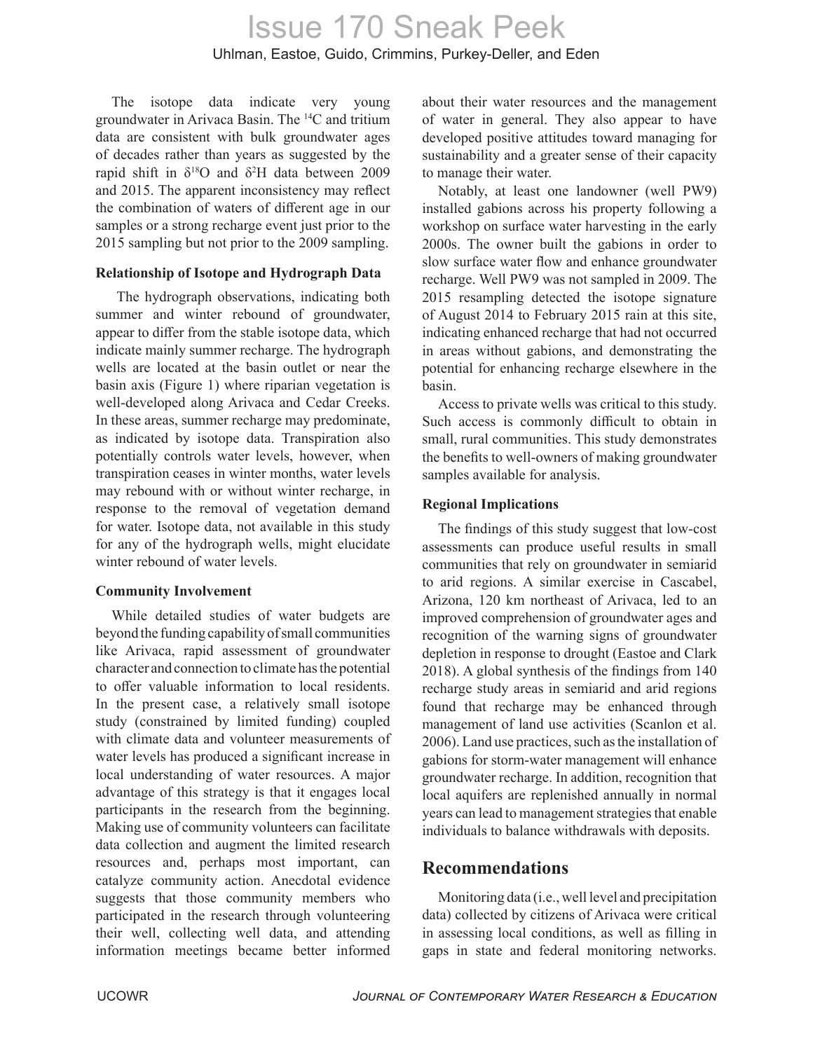The isotope data indicate very young groundwater in Arivaca Basin. The $^{14}C$ and tritium data are consistent with bulk groundwater ages of decades rather than years as suggested by the rapid shift in $\delta^{18}O$ and $\delta^{2}H$ data between 2009 and 2015. The apparent inconsistency may reflect the combination of waters of different age in our samples or a strong recharge event just prior to the 2015 sampling but not prior to the 2009 sampling.

**Relationship of Isotope and Hydrograph Data**

The hydrograph observations, indicating both summer and winter rebound of groundwater, appear to differ from the stable isotope data, which indicate mainly summer recharge. The hydrograph wells are located at the basin outlet or near the basin axis (Figure 1) where riparian vegetation is well-developed along Arivaca and Cedar Creeks. In these areas, summer recharge may predominate, as indicated by isotope data. Transpiration also potentially controls water levels, however, when transpiration ceases in winter months, water levels may rebound with or without winter recharge, in response to the removal of vegetation demand for water. Isotope data, not available in this study for any of the hydrograph wells, might elucidate winter rebound of water levels.

**Community Involvement**

While detailed studies of water budgets are beyond the funding capability of small communities like Arivaca, rapid assessment of groundwater character and connection to climate has the potential to offer valuable information to local residents. In the present case, a relatively small isotope study (constrained by limited funding) coupled with climate data and volunteer measurements of water levels has produced a significant increase in local understanding of water resources. A major advantage of this strategy is that it engages local participants in the research from the beginning. Making use of community volunteers can facilitate data collection and augment the limited research resources and, perhaps most important, can catalyze community action. Anecdotal evidence suggests that those community members who participated in the research through volunteering their well, collecting well data, and attending information meetings became better informed about their water resources and the management of water in general. They also appear to have developed positive attitudes toward managing for sustainability and a greater sense of their capacity to manage their water.

Notably, at least one landowner (well PW9) installed gabions across his property following a workshop on surface water harvesting in the early 2000s. The owner built the gabions in order to slow surface water flow and enhance groundwater recharge. Well PW9 was not sampled in 2009. The 2015 resampling detected the isotope signature of August 2014 to February 2015 rain at this site, indicating enhanced recharge that had not occurred in areas without gabions, and demonstrating the potential for enhancing recharge elsewhere in the basin.

Access to private wells was critical to this study. Such access is commonly difficult to obtain in small, rural communities. This study demonstrates the benefits to well-owners of making groundwater samples available for analysis.

**Regional Implications**

The findings of this study suggest that low-cost assessments can produce useful results in small communities that rely on groundwater in semiarid to arid regions. A similar exercise in Cascabel, Arizona, 120 km northeast of Arivaca, led to an improved comprehension of groundwater ages and recognition of the warning signs of groundwater depletion in response to drought (Eastoe and Clark 2018). A global synthesis of the findings from 140 recharge study areas in semiarid and arid regions found that recharge may be enhanced through management of land use activities (Scanlon et al. 2006). Land use practices, such as the installation of gabions for storm-water management will enhance groundwater recharge. In addition, recognition that local aquifers are replenished annually in normal years can lead to management strategies that enable individuals to balance withdrawals with deposits.

## Recommendations

Monitoring data (i.e., well level and precipitation data) collected by citizens of Arivaca were critical in assessing local conditions, as well as filling in gaps in state and federal monitoring networks.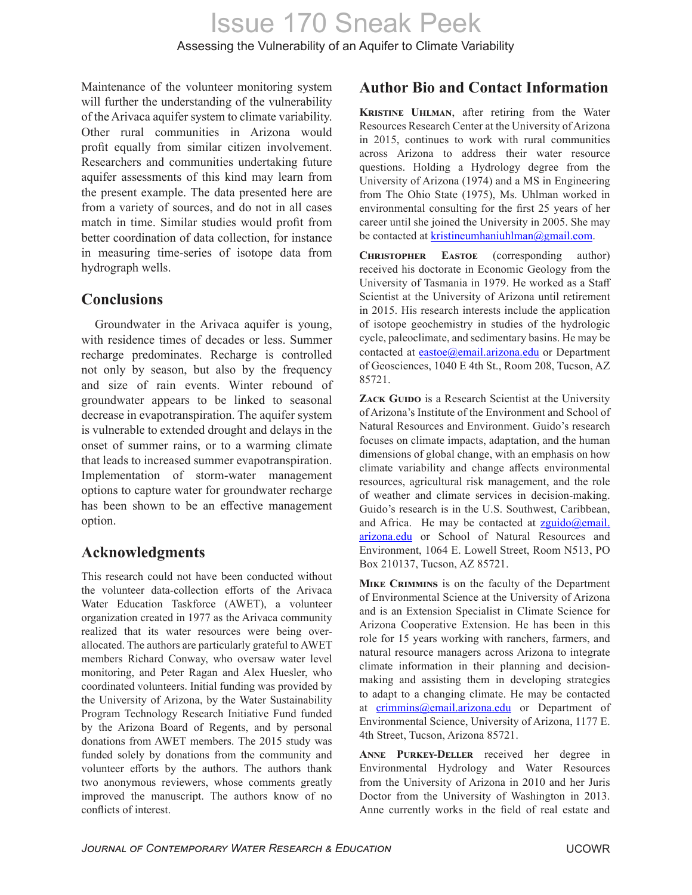Maintenance of the volunteer monitoring system will further the understanding of the vulnerability of the Arivaca aquifer system to climate variability. Other rural communities in Arizona would profit equally from similar citizen involvement. Researchers and communities undertaking future aquifer assessments of this kind may learn from the present example. The data presented here are from a variety of sources, and do not in all cases match in time. Similar studies would profit from better coordination of data collection, for instance in measuring time-series of isotope data from hydrograph wells.

## Conclusions

Groundwater in the Arivaca aquifer is young, with residence times of decades or less. Summer recharge predominates. Recharge is controlled not only by season, but also by the frequency and size of rain events. Winter rebound of groundwater appears to be linked to seasonal decrease in evapotranspiration. The aquifer system is vulnerable to extended drought and delays in the onset of summer rains, or to a warming climate that leads to increased summer evapotranspiration. Implementation of storm-water management options to capture water for groundwater recharge has been shown to be an effective management option.

## Acknowledgments

This research could not have been conducted without the volunteer data-collection efforts of the Arivaca Water Education Taskforce (AWET), a volunteer organization created in 1977 as the Arivaca community realized that its water resources were being over-allocated. The authors are particularly grateful to AWET members Richard Conway, who oversaw water level monitoring, and Peter Ragan and Alex Huesler, who coordinated volunteers. Initial funding was provided by the University of Arizona, by the Water Sustainability Program Technology Research Initiative Fund funded by the Arizona Board of Regents, and by personal donations from AWET members. The 2015 study was funded solely by donations from the community and volunteer efforts by the authors. The authors thank two anonymous reviewers, whose comments greatly improved the manuscript. The authors know of no conflicts of interest.

## Author Bio and Contact Information

**Kristine Uhlman**, after retiring from the Water Resources Research Center at the University of Arizona in 2015, continues to work with rural communities across Arizona to address their water resource questions. Holding a Hydrology degree from the University of Arizona (1974) and a MS in Engineering from The Ohio State (1975), Ms. Uhlman worked in environmental consulting for the first 25 years of her career until she joined the University in 2005. She may be contacted at kristineumhaniuhlman@gmail.com.

**Christopher Eastoe** (corresponding author) received his doctorate in Economic Geology from the University of Tasmania in 1979. He worked as a Staff Scientist at the University of Arizona until retirement in 2015. His research interests include the application of isotope geochemistry in studies of the hydrologic cycle, paleoclimate, and sedimentary basins. He may be contacted at eastoe@email.arizona.edu or Department of Geosciences, 1040 E 4th St., Room 208, Tucson, AZ 85721.

**Zack Guido** is a Research Scientist at the University of Arizona's Institute of the Environment and School of Natural Resources and Environment. Guido's research focuses on climate impacts, adaptation, and the human dimensions of global change, with an emphasis on how climate variability and change affects environmental resources, agricultural risk management, and the role of weather and climate services in decision-making. Guido's research is in the U.S. Southwest, Caribbean, and Africa. He may be contacted at zguido@email.arizona.edu or School of Natural Resources and Environment, 1064 E. Lowell Street, Room N513, PO Box 210137, Tucson, AZ 85721.

**Mike Crimmins** is on the faculty of the Department of Environmental Science at the University of Arizona and is an Extension Specialist in Climate Science for Arizona Cooperative Extension. He has been in this role for 15 years working with ranchers, farmers, and natural resource managers across Arizona to integrate climate information in their planning and decision-making and assisting them in developing strategies to adapt to a changing climate. He may be contacted at crimmins@email.arizona.edu or Department of Environmental Science, University of Arizona, 1177 E. 4th Street, Tucson, Arizona 85721.

**Anne Purkey-Deller** received her degree in Environmental Hydrology and Water Resources from the University of Arizona in 2010 and her Juris Doctor from the University of Washington in 2013. Anne currently works in the field of real estate and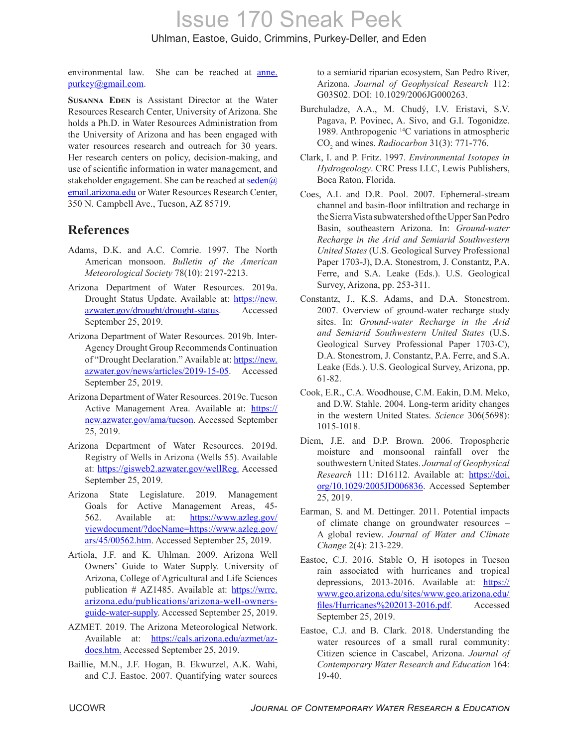environmental law. She can be reached at anne.purkey@gmail.com.

**Susanna Eden** is Assistant Director at the Water Resources Research Center, University of Arizona. She holds a Ph.D. in Water Resources Administration from the University of Arizona and has been engaged with water resources research and outreach for 30 years. Her research centers on policy, decision-making, and use of scientific information in water management, and stakeholder engagement. She can be reached at seden@email.arizona.edu or Water Resources Research Center, 350 N. Campbell Ave., Tucson, AZ 85719.

## References

Adams, D.K. and A.C. Comrie. 1997. The North American monsoon. *Bulletin of the American Meteorological Society* 78(10): 2197-2213.

Arizona Department of Water Resources. 2019a. Drought Status Update. Available at: https://new.azwater.gov/drought/drought-status. Accessed September 25, 2019.

Arizona Department of Water Resources. 2019b. Inter-Agency Drought Group Recommends Continuation of "Drought Declaration." Available at: https://new.azwater.gov/news/articles/2019-15-05. Accessed September 25, 2019.

Arizona Department of Water Resources. 2019c. Tucson Active Management Area. Available at: https://new.azwater.gov/ama/tucson. Accessed September 25, 2019.

Arizona Department of Water Resources. 2019d. Registry of Wells in Arizona (Wells 55). Available at: https://gisweb2.azwater.gov/wellReg. Accessed September 25, 2019.

Arizona State Legislature. 2019. Management Goals for Active Management Areas, 45-562. Available at: https://www.azleg.gov/viewdocument/?docName=https://www.azleg.gov/ars/45/00562.htm. Accessed September 25, 2019.

Artiola, J.F. and K. Uhlman. 2009. Arizona Well Owners' Guide to Water Supply. University of Arizona, College of Agricultural and Life Sciences publication # AZ1485. Available at: https://wrrc.arizona.edu/publications/arizona-well-owners-guide-water-supply. Accessed September 25, 2019.

AZMET. 2019. The Arizona Meteorological Network. Available at: https://cals.arizona.edu/azmet/az-docs.htm. Accessed September 25, 2019.

Baillie, M.N., J.F. Hogan, B. Ekwurzel, A.K. Wahi, and C.J. Eastoe. 2007. Quantifying water sources to a semiarid riparian ecosystem, San Pedro River, Arizona. *Journal of Geophysical Research* 112: G03S02. DOI: 10.1029/2006JG000263.

Burchuladze, A.A., M. Chudý, I.V. Eristavi, S.V. Pagava, P. Povinec, A. Sivo, and G.I. Togonidze. 1989. Anthropogenic $^{14}C$ variations in atmospheric $CO_2$ and wines. *Radiocarbon* 31(3): 771-776.

Clark, I. and P. Fritz. 1997. *Environmental Isotopes in Hydrogeology*. CRC Press LLC, Lewis Publishers, Boca Raton, Florida.

Coes, A.L and D.R. Pool. 2007. Ephemeral-stream channel and basin-floor infiltration and recharge in the Sierra Vista subwatershed of the Upper San Pedro Basin, southeastern Arizona. In: *Ground-water Recharge in the Arid and Semiarid Southwestern United States* (U.S. Geological Survey Professional Paper 1703-J), D.A. Stonestrom, J. Constantz, P.A. Ferre, and S.A. Leake (Eds.). U.S. Geological Survey, Arizona, pp. 253-311.

Constantz, J., K.S. Adams, and D.A. Stonestrom. 2007. Overview of ground-water recharge study sites. In: *Ground-water Recharge in the Arid and Semiarid Southwestern United States* (U.S. Geological Survey Professional Paper 1703-C), D.A. Stonestrom, J. Constantz, P.A. Ferre, and S.A. Leake (Eds.). U.S. Geological Survey, Arizona, pp. 61-82.

Cook, E.R., C.A. Woodhouse, C.M. Eakin, D.M. Meko, and D.W. Stahle. 2004. Long-term aridity changes in the western United States. *Science* 306(5698): 1015-1018.

Diem, J.E. and D.P. Brown. 2006. Tropospheric moisture and monsoonal rainfall over the southwestern United States. *Journal of Geophysical Research* 111: D16112. Available at: https://doi.org/10.1029/2005JD006836. Accessed September 25, 2019.

Earman, S. and M. Dettinger. 2011. Potential impacts of climate change on groundwater resources – A global review. *Journal of Water and Climate Change* 2(4): 213-229.

Eastoe, C.J. 2016. Stable O, H isotopes in Tucson rain associated with hurricanes and tropical depressions, 2013-2016. Available at: https://www.geo.arizona.edu/sites/www.geo.arizona.edu/files/Hurricanes%202013-2016.pdf. Accessed September 25, 2019.

Eastoe, C.J. and B. Clark. 2018. Understanding the water resources of a small rural community: Citizen science in Cascabel, Arizona. *Journal of Contemporary Water Research and Education* 164: 19-40.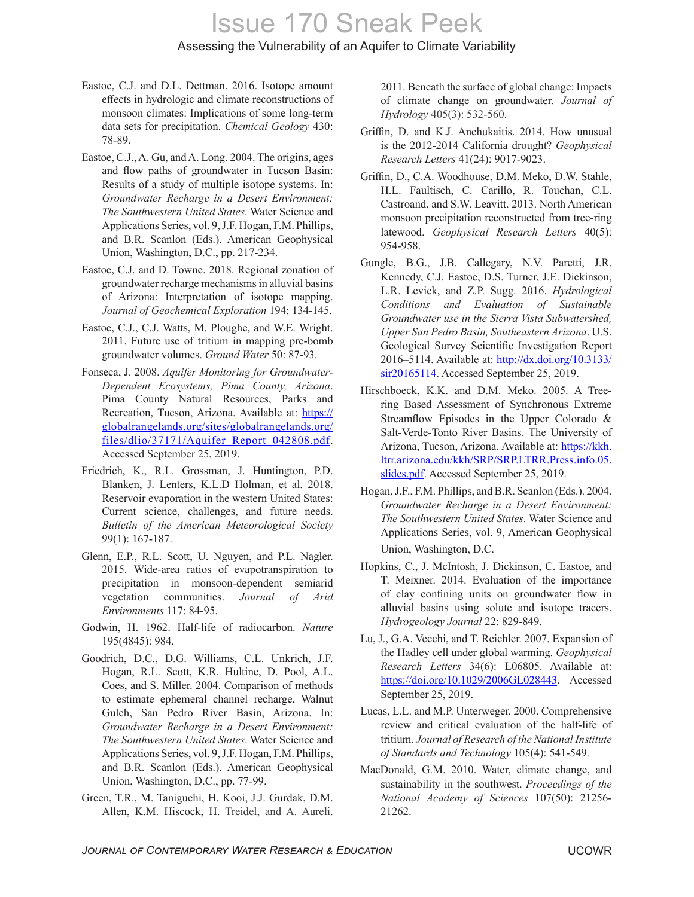Eastoe, C.J. and D.L. Dettman. 2016. Isotope amount effects in hydrologic and climate reconstructions of monsoon climates: Implications of some long-term data sets for precipitation. *Chemical Geology* 430: 78-89.

Eastoe, C.J., A. Gu, and A. Long. 2004. The origins, ages and flow paths of groundwater in Tucson Basin: Results of a study of multiple isotope systems. In: *Groundwater Recharge in a Desert Environment: The Southwestern United States*. Water Science and Applications Series, vol. 9, J.F. Hogan, F.M. Phillips, and B.R. Scanlon (Eds.). American Geophysical Union, Washington, D.C., pp. 217-234.

Eastoe, C.J. and D. Towne. 2018. Regional zonation of groundwater recharge mechanisms in alluvial basins of Arizona: Interpretation of isotope mapping. *Journal of Geochemical Exploration* 194: 134-145.

Eastoe, C.J., C.J. Watts, M. Ploughe, and W.E. Wright. 2011. Future use of tritium in mapping pre-bomb groundwater volumes. *Ground Water* 50: 87-93.

Fonseca, J. 2008. *Aquifer Monitoring for Groundwater-Dependent Ecosystems, Pima County, Arizona*. Pima County Natural Resources, Parks and Recreation, Tucson, Arizona. Available at: https://globalrangelands.org/sites/globalrangelands.org/files/dlio/37171/Aquifer_Report_042808.pdf. Accessed September 25, 2019.

Friedrich, K., R.L. Grossman, J. Huntington, P.D. Blanken, J. Lenters, K.L.D Holman, et al. 2018. Reservoir evaporation in the western United States: Current science, challenges, and future needs. *Bulletin of the American Meteorological Society* 99(1): 167-187.

Glenn, E.P., R.L. Scott, U. Nguyen, and P.L. Nagler. 2015. Wide-area ratios of evapotranspiration to precipitation in monsoon-dependent semiarid vegetation communities. *Journal of Arid Environments* 117: 84-95.

Godwin, H. 1962. Half-life of radiocarbon. *Nature* 195(4845): 984.

Goodrich, D.C., D.G. Williams, C.L. Unkrich, J.F. Hogan, R.L. Scott, K.R. Hultine, D. Pool, A.L. Coes, and S. Miller. 2004. Comparison of methods to estimate ephemeral channel recharge, Walnut Gulch, San Pedro River Basin, Arizona. In: *Groundwater Recharge in a Desert Environment: The Southwestern United States*. Water Science and Applications Series, vol. 9, J.F. Hogan, F.M. Phillips, and B.R. Scanlon (Eds.). American Geophysical Union, Washington, D.C., pp. 77-99.

Green, T.R., M. Taniguchi, H. Kooi, J.J. Gurdak, D.M. Allen, K.M. Hiscock, H. Treidel, and A. Aureli. 2011. Beneath the surface of global change: Impacts of climate change on groundwater. *Journal of Hydrology* 405(3): 532-560.

Griffin, D. and K.J. Anchukaitis. 2014. How unusual is the 2012-2014 California drought? *Geophysical Research Letters* 41(24): 9017-9023.

Griffin, D., C.A. Woodhouse, D.M. Meko, D.W. Stahle, H.L. Faultisch, C. Carillo, R. Touchan, C.L. Castroand, and S.W. Leavitt. 2013. North American monsoon precipitation reconstructed from tree-ring latewood. *Geophysical Research Letters* 40(5): 954-958.

Gungle, B.G., J.B. Callegary, N.V. Paretti, J.R. Kennedy, C.J. Eastoe, D.S. Turner, J.E. Dickinson, L.R. Levick, and Z.P. Sugg. 2016. *Hydrological Conditions and Evaluation of Sustainable Groundwater use in the Sierra Vista Subwatershed, Upper San Pedro Basin, Southeastern Arizona*. U.S. Geological Survey Scientific Investigation Report 2016–5114. Available at: http://dx.doi.org/10.3133/sir20165114. Accessed September 25, 2019.

Hirschboeck, K.K. and D.M. Meko. 2005. A Tree-ring Based Assessment of Synchronous Extreme Streamflow Episodes in the Upper Colorado & Salt-Verde-Tonto River Basins. The University of Arizona, Tucson, Arizona. Available at: https://kkh.ltrr.arizona.edu/kkh/SRP/SRP.LTRR.Press.info.05.slides.pdf. Accessed September 25, 2019.

Hogan, J.F., F.M. Phillips, and B.R. Scanlon (Eds.). 2004. *Groundwater Recharge in a Desert Environment: The Southwestern United States*. Water Science and Applications Series, vol. 9, American Geophysical Union, Washington, D.C.

Hopkins, C., J. McIntosh, J. Dickinson, C. Eastoe, and T. Meixner. 2014. Evaluation of the importance of clay confining units on groundwater flow in alluvial basins using solute and isotope tracers. *Hydrogeology Journal* 22: 829-849.

Lu, J., G.A. Vecchi, and T. Reichler. 2007. Expansion of the Hadley cell under global warming. *Geophysical Research Letters* 34(6): L06805. Available at: https://doi.org/10.1029/2006GL028443. Accessed September 25, 2019.

Lucas, L.L. and M.P. Unterweger. 2000. Comprehensive review and critical evaluation of the half-life of tritium. *Journal of Research of the National Institute of Standards and Technology* 105(4): 541-549.

MacDonald, G.M. 2010. Water, climate change, and sustainability in the southwest. *Proceedings of the National Academy of Sciences* 107(50): 21256-21262.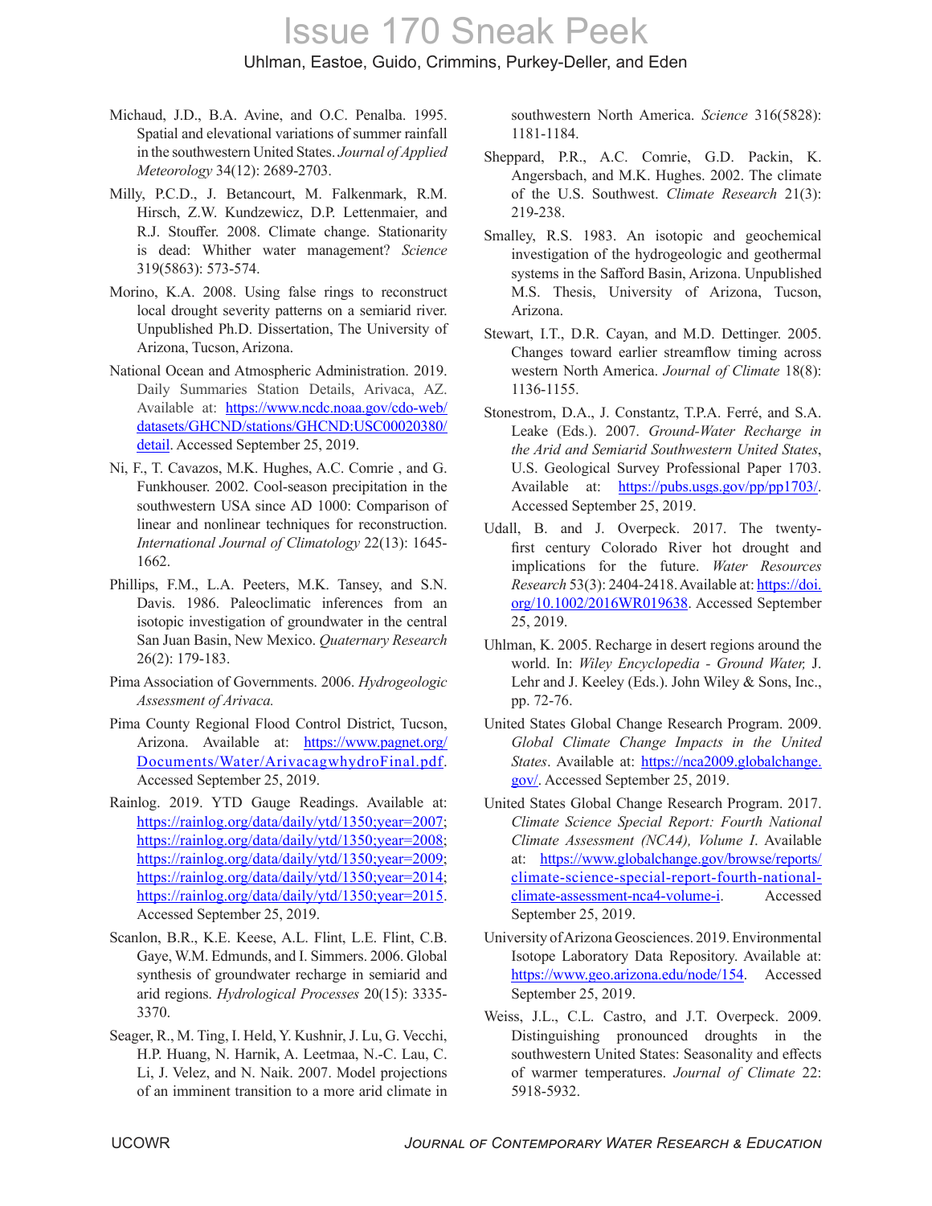Michaud, J.D., B.A. Avine, and O.C. Penalba. 1995. Spatial and elevational variations of summer rainfall in the southwestern United States. *Journal of Applied Meteorology* 34(12): 2689-2703.

Milly, P.C.D., J. Betancourt, M. Falkenmark, R.M. Hirsch, Z.W. Kundzewicz, D.P. Lettenmaier, and R.J. Stouffer. 2008. Climate change. Stationarity is dead: Whither water management? *Science* 319(5863): 573-574.

Morino, K.A. 2008. Using false rings to reconstruct local drought severity patterns on a semiarid river. Unpublished Ph.D. Dissertation, The University of Arizona, Tucson, Arizona.

National Ocean and Atmospheric Administration. 2019. Daily Summaries Station Details, Arivaca, AZ. Available at: https://www.ncdc.noaa.gov/cdo-web/datasets/GHCND/stations/GHCND:USC00020380/detail. Accessed September 25, 2019.

Ni, F., T. Cavazos, M.K. Hughes, A.C. Comrie , and G. Funkhouser. 2002. Cool-season precipitation in the southwestern USA since AD 1000: Comparison of linear and nonlinear techniques for reconstruction. *International Journal of Climatology* 22(13): 1645-1662.

Phillips, F.M., L.A. Peeters, M.K. Tansey, and S.N. Davis. 1986. Paleoclimatic inferences from an isotopic investigation of groundwater in the central San Juan Basin, New Mexico. *Quaternary Research* 26(2): 179-183.

Pima Association of Governments. 2006. *Hydrogeologic Assessment of Arivaca.*

Pima County Regional Flood Control District, Tucson, Arizona. Available at: https://www.pagnet.org/Documents/Water/ArivacagwhydroFinal.pdf. Accessed September 25, 2019.

Rainlog. 2019. YTD Gauge Readings. Available at: https://rainlog.org/data/daily/ytd/1350;year=2007; https://rainlog.org/data/daily/ytd/1350;year=2008; https://rainlog.org/data/daily/ytd/1350;year=2009; https://rainlog.org/data/daily/ytd/1350;year=2014; https://rainlog.org/data/daily/ytd/1350;year=2015. Accessed September 25, 2019.

Scanlon, B.R., K.E. Keese, A.L. Flint, L.E. Flint, C.B. Gaye, W.M. Edmunds, and I. Simmers. 2006. Global synthesis of groundwater recharge in semiarid and arid regions. *Hydrological Processes* 20(15): 3335-3370.

Seager, R., M. Ting, I. Held, Y. Kushnir, J. Lu, G. Vecchi, H.P. Huang, N. Harnik, A. Leetmaa, N.-C. Lau, C. Li, J. Velez, and N. Naik. 2007. Model projections of an imminent transition to a more arid climate in southwestern North America. *Science* 316(5828): 1181-1184.

Sheppard, P.R., A.C. Comrie, G.D. Packin, K. Angersbach, and M.K. Hughes. 2002. The climate of the U.S. Southwest. *Climate Research* 21(3): 219-238.

Smalley, R.S. 1983. An isotopic and geochemical investigation of the hydrogeologic and geothermal systems in the Safford Basin, Arizona. Unpublished M.S. Thesis, University of Arizona, Tucson, Arizona.

Stewart, I.T., D.R. Cayan, and M.D. Dettinger. 2005. Changes toward earlier streamflow timing across western North America. *Journal of Climate* 18(8): 1136-1155.

Stonestrom, D.A., J. Constantz, T.P.A. Ferré, and S.A. Leake (Eds.). 2007. *Ground-Water Recharge in the Arid and Semiarid Southwestern United States*, U.S. Geological Survey Professional Paper 1703. Available at: https://pubs.usgs.gov/pp/pp1703/. Accessed September 25, 2019.

Udall, B. and J. Overpeck. 2017. The twenty-first century Colorado River hot drought and implications for the future. *Water Resources Research* 53(3): 2404-2418. Available at: https://doi.org/10.1002/2016WR019638. Accessed September 25, 2019.

Uhlman, K. 2005. Recharge in desert regions around the world. In: *Wiley Encyclopedia - Ground Water,* J. Lehr and J. Keeley (Eds.). John Wiley & Sons, Inc., pp. 72-76.

United States Global Change Research Program. 2009. *Global Climate Change Impacts in the United States*. Available at: https://nca2009.globalchange.gov/. Accessed September 25, 2019.

United States Global Change Research Program. 2017. *Climate Science Special Report: Fourth National Climate Assessment (NCA4), Volume I*. Available at: https://www.globalchange.gov/browse/reports/climate-science-special-report-fourth-national-climate-assessment-nca4-volume-i. Accessed September 25, 2019.

University of Arizona Geosciences. 2019. Environmental Isotope Laboratory Data Repository. Available at: https://www.geo.arizona.edu/node/154. Accessed September 25, 2019.

Weiss, J.L., C.L. Castro, and J.T. Overpeck. 2009. Distinguishing pronounced droughts in the southwestern United States: Seasonality and effects of warmer temperatures. *Journal of Climate* 22: 5918-5932.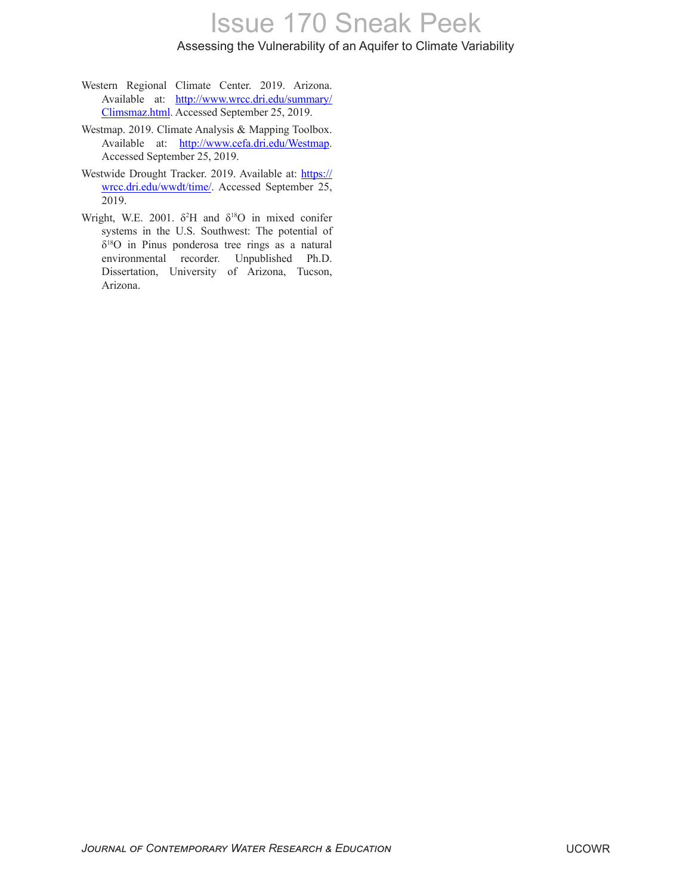Western Regional Climate Center. 2019. Arizona. Available at: http://www.wrcc.dri.edu/summary/Climsmaz.html. Accessed September 25, 2019.

Westmap. 2019. Climate Analysis & Mapping Toolbox. Available at: http://www.cefa.dri.edu/Westmap. Accessed September 25, 2019.

Westwide Drought Tracker. 2019. Available at: https://wrcc.dri.edu/wwdt/time/. Accessed September 25, 2019.

Wright, W.E. 2001. $\delta^2$H and $\delta^{18}$O in mixed conifer systems in the U.S. Southwest: The potential of $\delta^{18}$O in Pinus ponderosa tree rings as a natural environmental recorder. Unpublished Ph.D. Dissertation, University of Arizona, Tucson, Arizona.